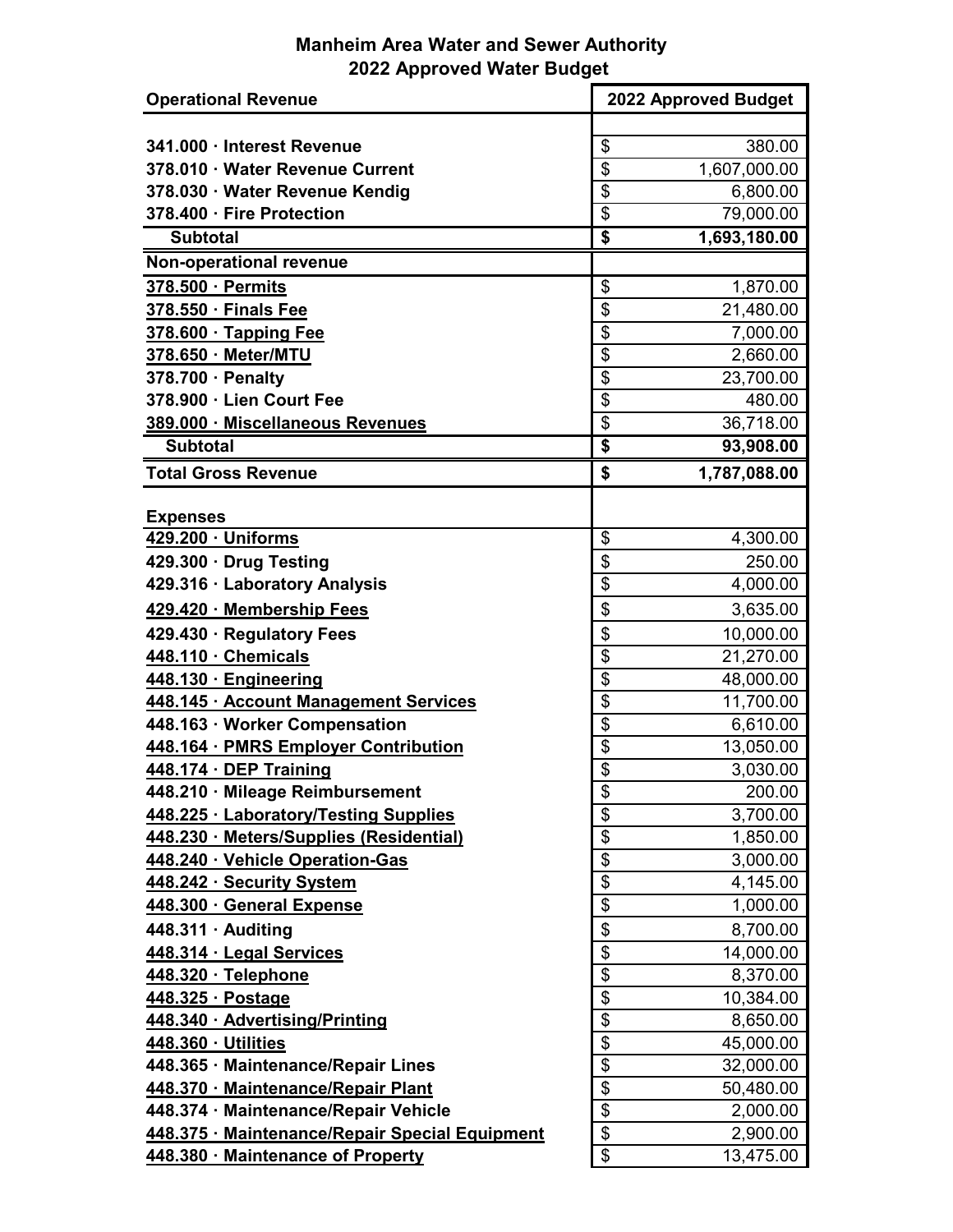# Manheim Area Water and Sewer Authority
## 2022 Approved Water Budget

| Operational Revenue | 2022 Approved Budget |
|---|---|
| | |
| 341.000 · Interest Revenue | $ 380.00 |
| 378.010 · Water Revenue Current | $ 1,607,000.00 |
| 378.030 · Water Revenue Kendig | $ 6,800.00 |
| 378.400 · Fire Protection | $ 79,000.00 |
| **Subtotal** | **$ 1,693,180.00** |
| **Non-operational revenue** | |
| 378.500 · Permits | $ 1,870.00 |
| 378.550 · Finals Fee | $ 21,480.00 |
| 378.600 · Tapping Fee | $ 7,000.00 |
| 378.650 · Meter/MTU | $ 2,660.00 |
| 378.700 · Penalty | $ 23,700.00 |
| 378.900 · Lien Court Fee | $ 480.00 |
| 389.000 · Miscellaneous Revenues | $ 36,718.00 |
| **Subtotal** | **$ 93,908.00** |
| **Total Gross Revenue** | **$ 1,787,088.00** |
| | |
| **Expenses** | |
| 429.200 · Uniforms | $ 4,300.00 |
| 429.300 · Drug Testing | $ 250.00 |
| 429.316 · Laboratory Analysis | $ 4,000.00 |
| 429.420 · Membership Fees | $ 3,635.00 |
| 429.430 · Regulatory Fees | $ 10,000.00 |
| 448.110 · Chemicals | $ 21,270.00 |
| 448.130 · Engineering | $ 48,000.00 |
| 448.145 · Account Management Services | $ 11,700.00 |
| 448.163 · Worker Compensation | $ 6,610.00 |
| 448.164 · PMRS Employer Contribution | $ 13,050.00 |
| 448.174 · DEP Training | $ 3,030.00 |
| 448.210 · Mileage Reimbursement | $ 200.00 |
| 448.225 · Laboratory/Testing Supplies | $ 3,700.00 |
| 448.230 · Meters/Supplies (Residential) | $ 1,850.00 |
| 448.240 · Vehicle Operation-Gas | $ 3,000.00 |
| 448.242 · Security System | $ 4,145.00 |
| 448.300 · General Expense | $ 1,000.00 |
| 448.311 · Auditing | $ 8,700.00 |
| 448.314 · Legal Services | $ 14,000.00 |
| 448.320 · Telephone | $ 8,370.00 |
| 448.325 · Postage | $ 10,384.00 |
| 448.340 · Advertising/Printing | $ 8,650.00 |
| 448.360 · Utilities | $ 45,000.00 |
| 448.365 · Maintenance/Repair Lines | $ 32,000.00 |
| 448.370 · Maintenance/Repair Plant | $ 50,480.00 |
| 448.374 · Maintenance/Repair Vehicle | $ 2,000.00 |
| 448.375 · Maintenance/Repair Special Equipment | $ 2,900.00 |
| 448.380 · Maintenance of Property | $ 13,475.00 |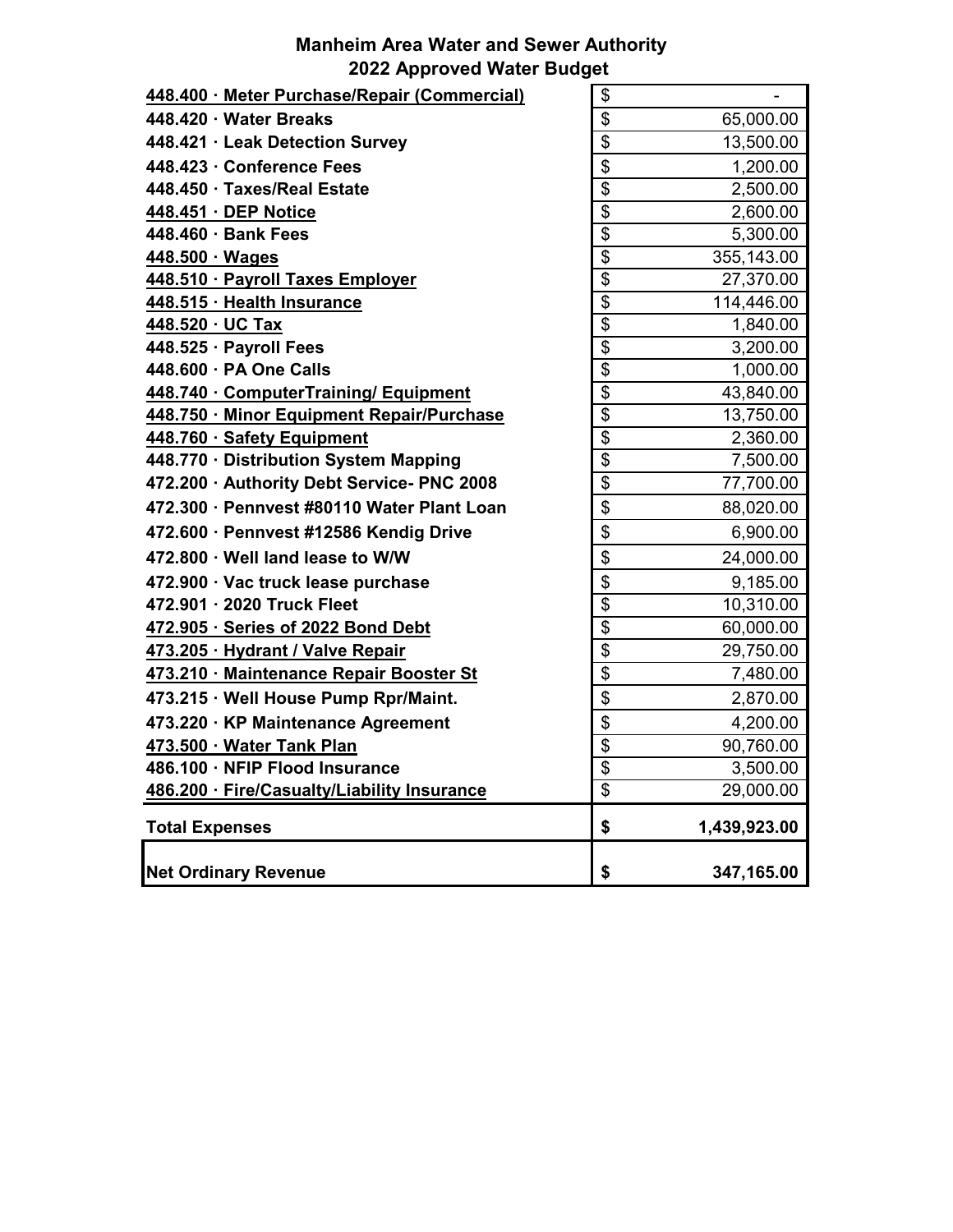# Manheim Area Water and Sewer Authority
## 2022 Approved Water Budget

| | |
|---|---|
| 448.400 · Meter Purchase/Repair (Commercial) | $ - |
| 448.420 · Water Breaks | $ 65,000.00 |
| 448.421 · Leak Detection Survey | $ 13,500.00 |
| 448.423 · Conference Fees | $ 1,200.00 |
| 448.450 · Taxes/Real Estate | $ 2,500.00 |
| 448.451 · DEP Notice | $ 2,600.00 |
| 448.460 · Bank Fees | $ 5,300.00 |
| 448.500 · Wages | $ 355,143.00 |
| 448.510 · Payroll Taxes Employer | $ 27,370.00 |
| 448.515 · Health Insurance | $ 114,446.00 |
| 448.520 · UC Tax | $ 1,840.00 |
| 448.525 · Payroll Fees | $ 3,200.00 |
| 448.600 · PA One Calls | $ 1,000.00 |
| 448.740 · ComputerTraining/ Equipment | $ 43,840.00 |
| 448.750 · Minor Equipment Repair/Purchase | $ 13,750.00 |
| 448.760 · Safety Equipment | $ 2,360.00 |
| 448.770 · Distribution System Mapping | $ 7,500.00 |
| 472.200 · Authority Debt Service- PNC 2008 | $ 77,700.00 |
| 472.300 · Pennvest #80110 Water Plant Loan | $ 88,020.00 |
| 472.600 · Pennvest #12586 Kendig Drive | $ 6,900.00 |
| 472.800 · Well land lease to W/W | $ 24,000.00 |
| 472.900 · Vac truck lease purchase | $ 9,185.00 |
| 472.901 · 2020 Truck Fleet | $ 10,310.00 |
| 472.905 · Series of 2022 Bond Debt | $ 60,000.00 |
| 473.205 · Hydrant / Valve Repair | $ 29,750.00 |
| 473.210 · Maintenance Repair Booster St | $ 7,480.00 |
| 473.215 · Well House Pump Rpr/Maint. | $ 2,870.00 |
| 473.220 · KP Maintenance Agreement | $ 4,200.00 |
| 473.500 · Water Tank Plan | $ 90,760.00 |
| 486.100 · NFIP Flood Insurance | $ 3,500.00 |
| 486.200 · Fire/Casualty/Liability Insurance | $ 29,000.00 |
| **Total Expenses** | **$ 1,439,923.00** |
| **Net Ordinary Revenue** | **$ 347,165.00** |